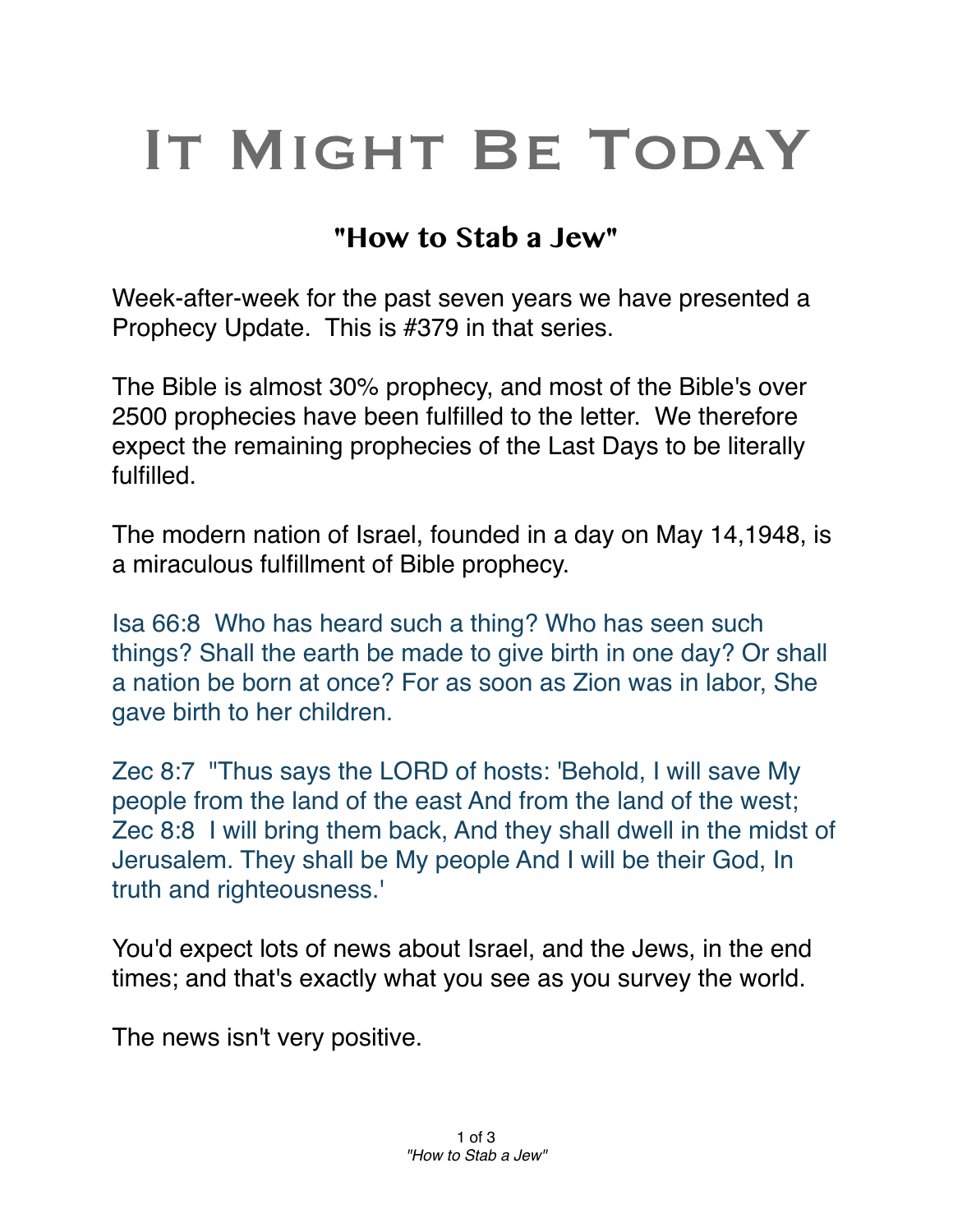# It Might Be Today

## "How to Stab a Jew"

Week-after-week for the past seven years we have presented a Prophecy Update. This is #379 in that series.

The Bible is almost 30% prophecy, and most of the Bible's over 2500 prophecies have been fulfilled to the letter. We therefore expect the remaining prophecies of the Last Days to be literally fulfilled.

The modern nation of Israel, founded in a day on May 14,1948, is a miraculous fulfillment of Bible prophecy.

Isa 66:8 Who has heard such a thing? Who has seen such things? Shall the earth be made to give birth in one day? Or shall a nation be born at once? For as soon as Zion was in labor, She gave birth to her children.

Zec 8:7 "Thus says the LORD of hosts: 'Behold, I will save My people from the land of the east And from the land of the west;
Zec 8:8 I will bring them back, And they shall dwell in the midst of Jerusalem. They shall be My people And I will be their God, In truth and righteousness.'

You'd expect lots of news about Israel, and the Jews, in the end times; and that's exactly what you see as you survey the world.

The news isn't very positive.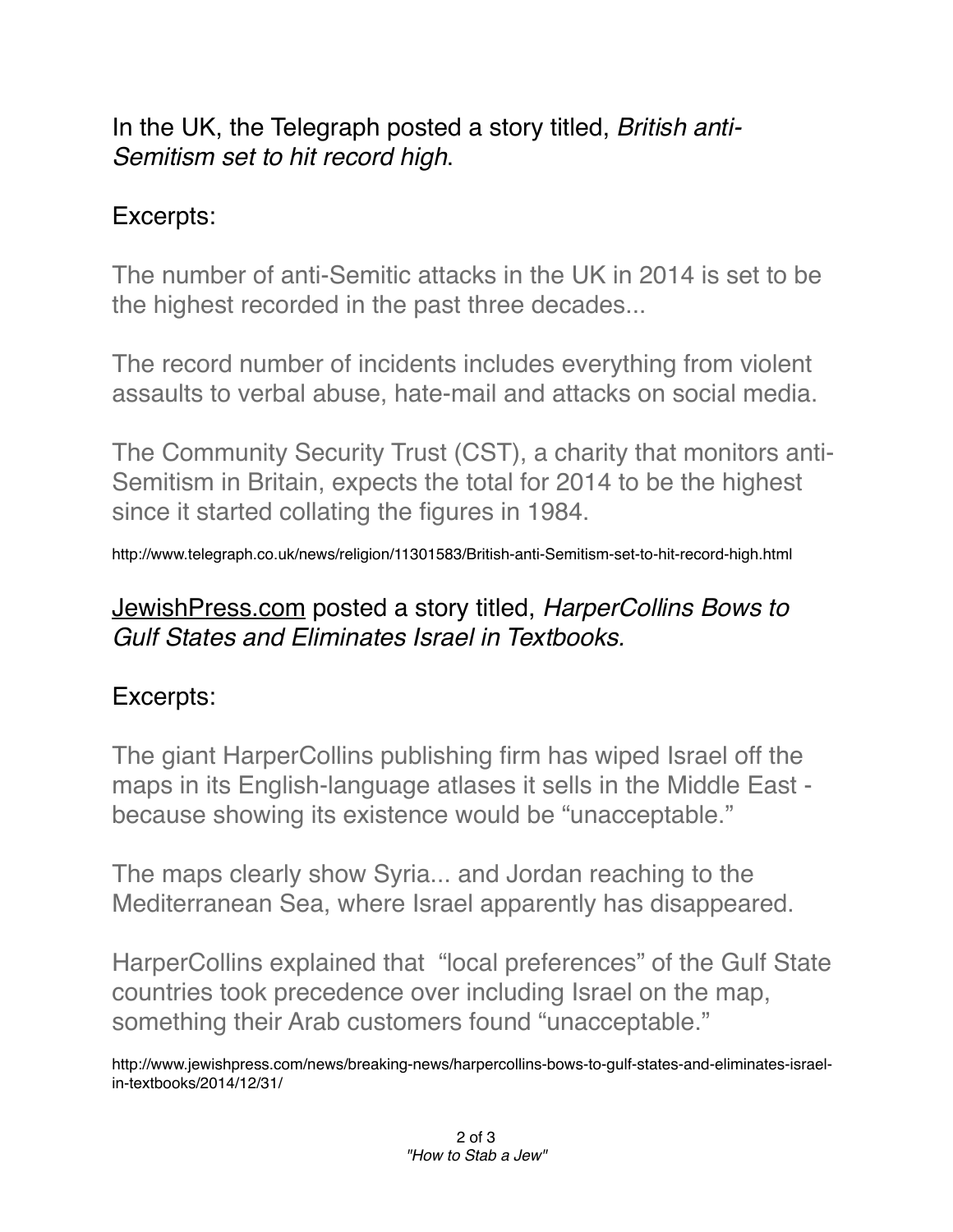In the UK, the Telegraph posted a story titled, *British anti-Semitism set to hit record high*.

Excerpts:

The number of anti-Semitic attacks in the UK in 2014 is set to be the highest recorded in the past three decades...

The record number of incidents includes everything from violent assaults to verbal abuse, hate-mail and attacks on social media.

The Community Security Trust (CST), a charity that monitors anti-Semitism in Britain, expects the total for 2014 to be the highest since it started collating the figures in 1984.

http://www.telegraph.co.uk/news/religion/11301583/British-anti-Semitism-set-to-hit-record-high.html

JewishPress.com posted a story titled, *HarperCollins Bows to Gulf States and Eliminates Israel in Textbooks.*

Excerpts:

The giant HarperCollins publishing firm has wiped Israel off the maps in its English-language atlases it sells in the Middle East - because showing its existence would be "unacceptable."

The maps clearly show Syria... and Jordan reaching to the Mediterranean Sea, where Israel apparently has disappeared.

HarperCollins explained that "local preferences" of the Gulf State countries took precedence over including Israel on the map, something their Arab customers found "unacceptable."

http://www.jewishpress.com/news/breaking-news/harpercollins-bows-to-gulf-states-and-eliminates-israel-in-textbooks/2014/12/31/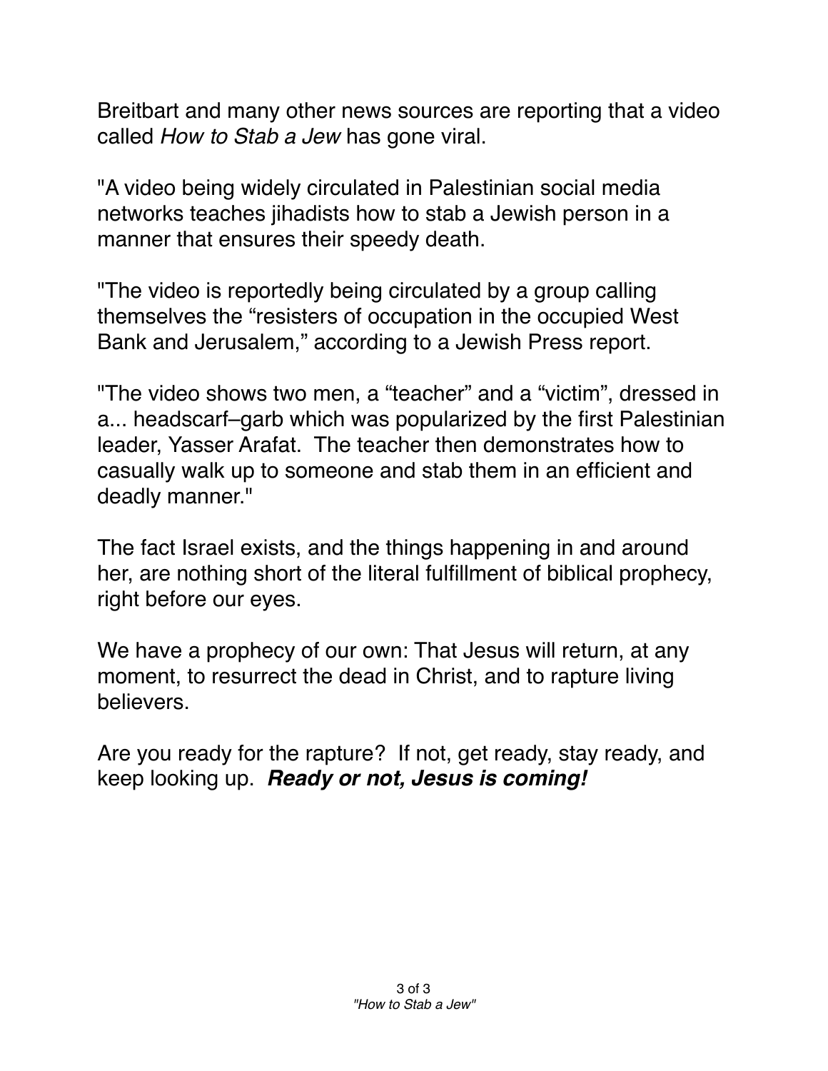Breitbart and many other news sources are reporting that a video called *How to Stab a Jew* has gone viral.

"A video being widely circulated in Palestinian social media networks teaches jihadists how to stab a Jewish person in a manner that ensures their speedy death.

"The video is reportedly being circulated by a group calling themselves the “resisters of occupation in the occupied West Bank and Jerusalem,” according to a Jewish Press report.

"The video shows two men, a “teacher” and a “victim”, dressed in a... headscarf–garb which was popularized by the first Palestinian leader, Yasser Arafat.  The teacher then demonstrates how to casually walk up to someone and stab them in an efficient and deadly manner."

The fact Israel exists, and the things happening in and around her, are nothing short of the literal fulfillment of biblical prophecy, right before our eyes.

We have a prophecy of our own: That Jesus will return, at any moment, to resurrect the dead in Christ, and to rapture living believers.

Are you ready for the rapture?  If not, get ready, stay ready, and keep looking up.  ***Ready or not, Jesus is coming!***